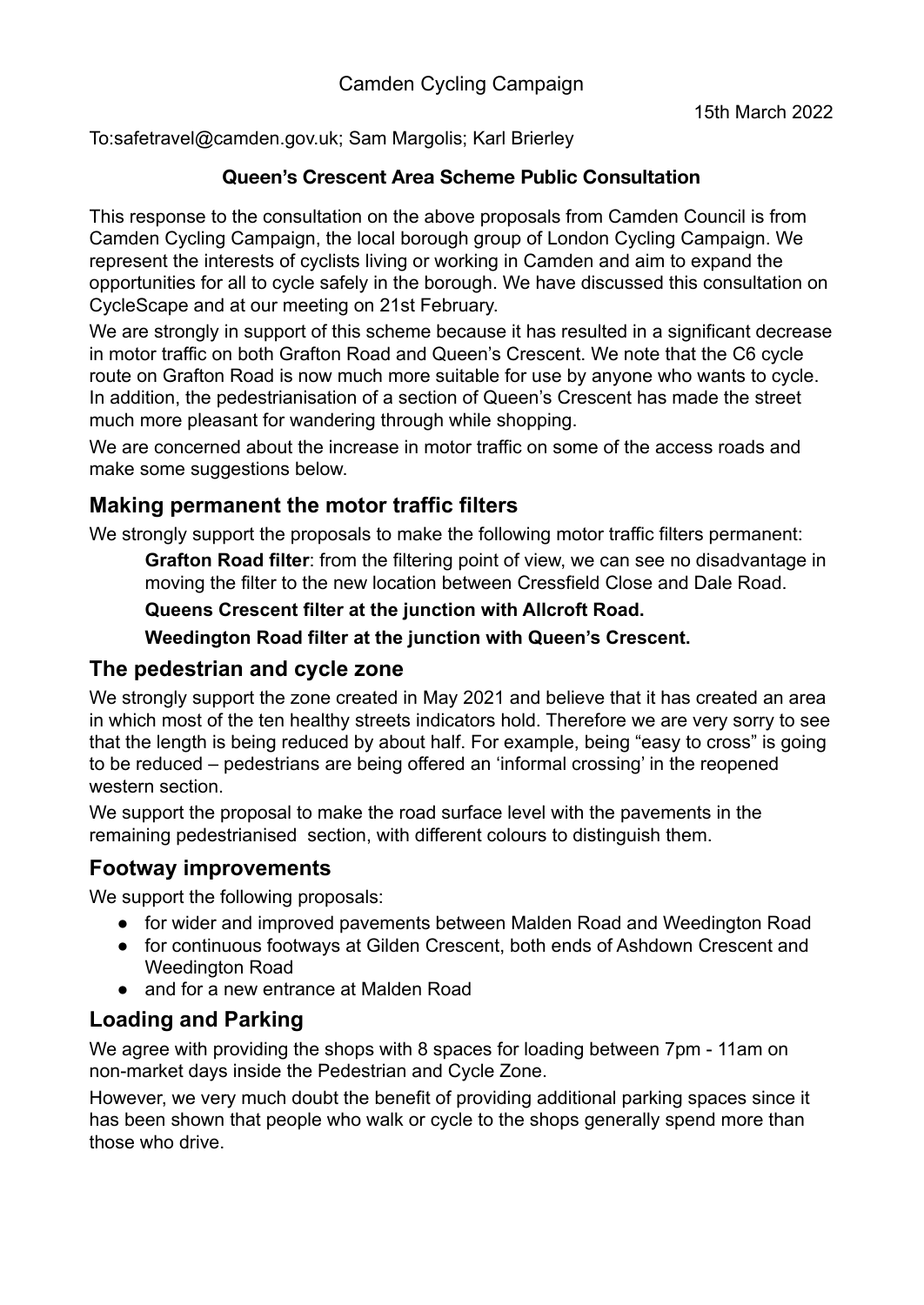Camden Cycling Campaign

15th March 2022

To:safetravel@camden.gov.uk; Sam Margolis; Karl Brierley

**Queen's Crescent Area Scheme Public Consultation**

This response to the consultation on the above proposals from Camden Council is from Camden Cycling Campaign, the local borough group of London Cycling Campaign. We represent the interests of cyclists living or working in Camden and aim to expand the opportunities for all to cycle safely in the borough. We have discussed this consultation on CycleScape and at our meeting on 21st February.

We are strongly in support of this scheme because it has resulted in a significant decrease in motor traffic on both Grafton Road and Queen's Crescent. We note that the C6 cycle route on Grafton Road is now much more suitable for use by anyone who wants to cycle. In addition, the pedestrianisation of a section of Queen's Crescent has made the street much more pleasant for wandering through while shopping.

We are concerned about the increase in motor traffic on some of the access roads and make some suggestions below.

## Making permanent the motor traffic filters

We strongly support the proposals to make the following motor traffic filters permanent:

> **Grafton Road filter**: from the filtering point of view, we can see no disadvantage in moving the filter to the new location between Cressfield Close and Dale Road.
>
> **Queens Crescent filter at the junction with Allcroft Road.**
>
> **Weedington Road filter at the junction with Queen's Crescent.**

## The pedestrian and cycle zone

We strongly support the zone created in May 2021 and believe that it has created an area in which most of the ten healthy streets indicators hold. Therefore we are very sorry to see that the length is being reduced by about half. For example, being "easy to cross" is going to be reduced – pedestrians are being offered an 'informal crossing' in the reopened western section.

We support the proposal to make the road surface level with the pavements in the remaining pedestrianised section, with different colours to distinguish them.

## Footway improvements

We support the following proposals:

- for wider and improved pavements between Malden Road and Weedington Road
- for continuous footways at Gilden Crescent, both ends of Ashdown Crescent and Weedington Road
- and for a new entrance at Malden Road

## Loading and Parking

We agree with providing the shops with 8 spaces for loading between 7pm - 11am on non-market days inside the Pedestrian and Cycle Zone.

However, we very much doubt the benefit of providing additional parking spaces since it has been shown that people who walk or cycle to the shops generally spend more than those who drive.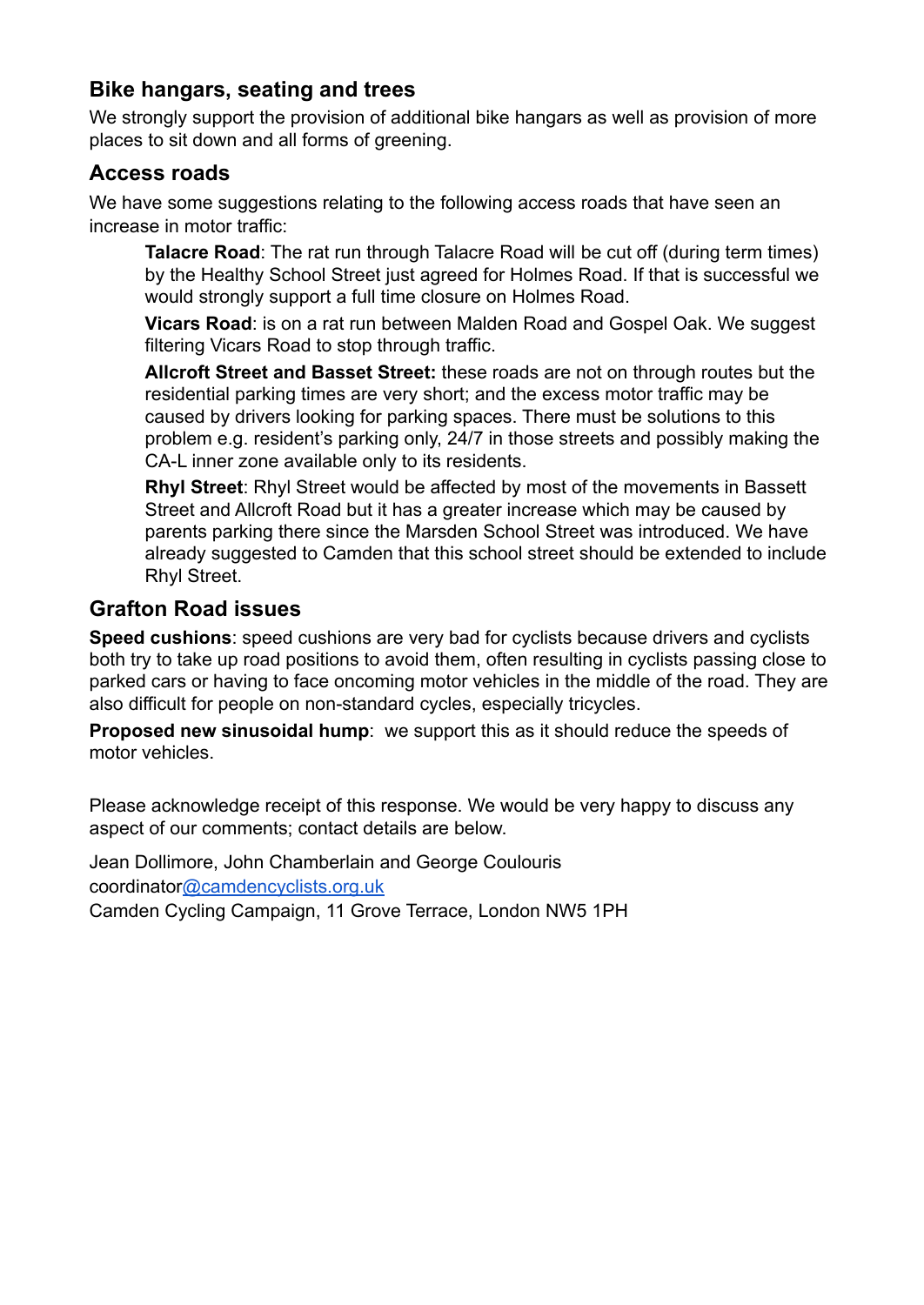## Bike hangars, seating and trees

We strongly support the provision of additional bike hangars as well as provision of more places to sit down and all forms of greening.

## Access roads

We have some suggestions relating to the following access roads that have seen an increase in motor traffic:

> **Talacre Road**: The rat run through Talacre Road will be cut off (during term times) by the Healthy School Street just agreed for Holmes Road. If that is successful we would strongly support a full time closure on Holmes Road.
>
> **Vicars Road**: is on a rat run between Malden Road and Gospel Oak. We suggest filtering Vicars Road to stop through traffic.
>
> **Allcroft Street and Basset Street:** these roads are not on through routes but the residential parking times are very short; and the excess motor traffic may be caused by drivers looking for parking spaces. There must be solutions to this problem e.g. resident's parking only, 24/7 in those streets and possibly making the CA-L inner zone available only to its residents.
>
> **Rhyl Street**: Rhyl Street would be affected by most of the movements in Bassett Street and Allcroft Road but it has a greater increase which may be caused by parents parking there since the Marsden School Street was introduced. We have already suggested to Camden that this school street should be extended to include Rhyl Street.

## Grafton Road issues

**Speed cushions**: speed cushions are very bad for cyclists because drivers and cyclists both try to take up road positions to avoid them, often resulting in cyclists passing close to parked cars or having to face oncoming motor vehicles in the middle of the road. They are also difficult for people on non-standard cycles, especially tricycles.

**Proposed new sinusoidal hump**: we support this as it should reduce the speeds of motor vehicles.

Please acknowledge receipt of this response. We would be very happy to discuss any aspect of our comments; contact details are below.

Jean Dollimore, John Chamberlain and George Coulouris
coordinator@camdencyclists.org.uk
Camden Cycling Campaign, 11 Grove Terrace, London NW5 1PH